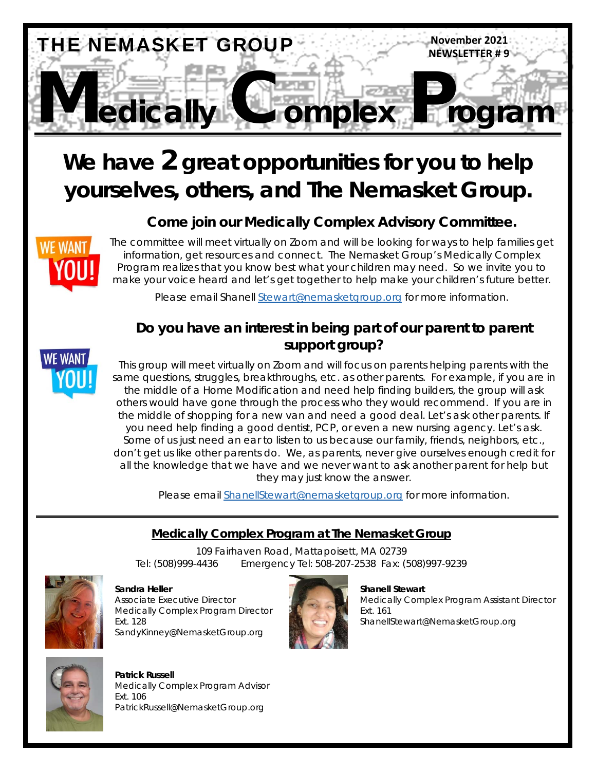# THE NEMASKET GROUP

**November 2021**
**NEWSLETTER # 9**

# Medically Complex Program

## We have 2 great opportunities for you to help yourselves, others, and The Nemasket Group.

### Come join our Medically Complex Advisory Committee.

WE WANT YOU!

The committee will meet virtually on Zoom and will be looking for ways to help families get information, get resources and connect. The Nemasket Group's Medically Complex Program realizes that you know best what your children may need. So we invite you to make your voice heard and let's get together to help make your children's future better.

Please email Shanell Stewart@nemasketgroup.org for more information.

### Do you have an interest in being part of our parent to parent support group?

WE WANT YOU!

This group will meet virtually on Zoom and will focus on parents helping parents with the same questions, struggles, breakthroughs, etc. as other parents. For example, if you are in the middle of a Home Modification and need help finding builders, the group will ask others would have gone through the process who they would recommend. If you are in the middle of shopping for a new van and need a good deal. Let's ask other parents. If you need help finding a good dentist, PCP, or even a new nursing agency. Let's ask. Some of us just need an ear to listen to us because our family, friends, neighbors, etc., don't get us like other parents do. We, as parents, never give ourselves enough credit for all the knowledge that we have and we never want to ask another parent for help but they may just know the answer.

Please email ShanellStewart@nemasketgroup.org for more information.

---

**Medically Complex Program at The Nemasket Group**

109 Fairhaven Road, Mattapoisett, MA 02739
Tel: (508)999-4436 Emergency Tel: 508-207-2538 Fax: (508)997-9239

**Sandra Heller**
Associate Executive Director
Medically Complex Program Director
Ext. 128
SandyKinney@NemasketGroup.org

**Shanell Stewart**
Medically Complex Program Assistant Director
Ext. 161
ShanellStewart@NemasketGroup.org

**Patrick Russell**
Medically Complex Program Advisor
Ext. 106
PatrickRussell@NemasketGroup.org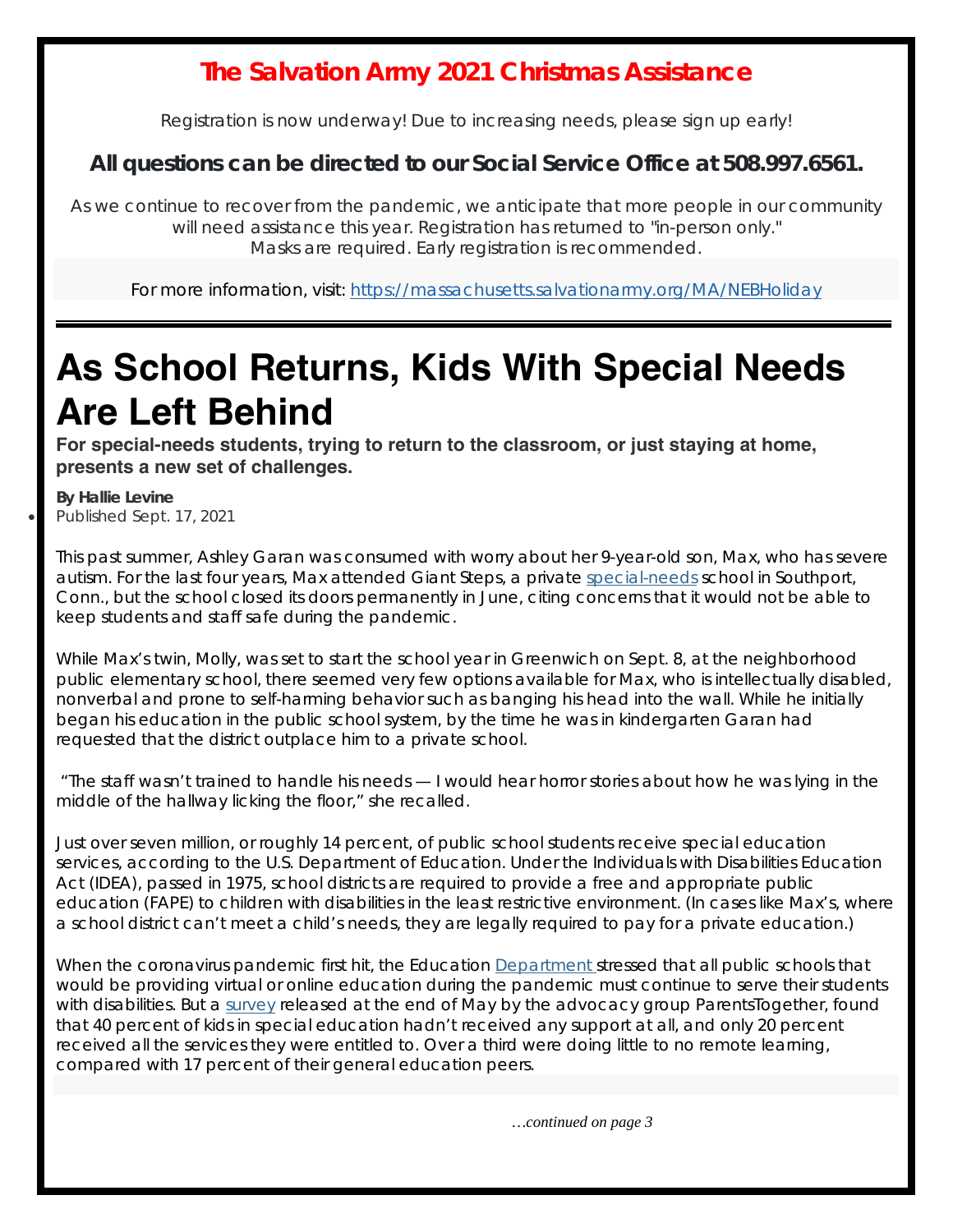## The Salvation Army 2021 Christmas Assistance

Registration is now underway! Due to increasing needs, please sign up early!

**All questions can be directed to our Social Service Office at 508.997.6561.**

As we continue to recover from the pandemic, we anticipate that more people in our community will need assistance this year. Registration has returned to "in-person only." Masks are required. Early registration is recommended.

For more information, visit: [https://massachusetts.salvationarmy.org/MA/NEBHoliday](https://massachusetts.salvationarmy.org/MA/NEBHoliday)

---

# As School Returns, Kids With Special Needs Are Left Behind

**For special-needs students, trying to return to the classroom, or just staying at home, presents a new set of challenges.**

**By Hallie Levine**

- Published Sept. 17, 2021

This past summer, Ashley Garan was consumed with worry about her 9-year-old son, Max, who has severe autism. For the last four years, Max attended Giant Steps, a private special-needs school in Southport, Conn., but the school closed its doors permanently in June, citing concerns that it would not be able to keep students and staff safe during the pandemic.

While Max's twin, Molly, was set to start the school year in Greenwich on Sept. 8, at the neighborhood public elementary school, there seemed very few options available for Max, who is intellectually disabled, nonverbal and prone to self-harming behavior such as banging his head into the wall. While he initially began his education in the public school system, by the time he was in kindergarten Garan had requested that the district outplace him to a private school.

"The staff wasn't trained to handle his needs — I would hear horror stories about how he was lying in the middle of the hallway licking the floor," she recalled.

Just over seven million, or roughly 14 percent, of public school students receive special education services, according to the U.S. Department of Education. Under the Individuals with Disabilities Education Act (IDEA), passed in 1975, school districts are required to provide a free and appropriate public education (FAPE) to children with disabilities in the least restrictive environment. (In cases like Max's, where a school district can't meet a child's needs, they are legally required to pay for a private education.)

When the coronavirus pandemic first hit, the Education Department stressed that all public schools that would be providing virtual or online education during the pandemic must continue to serve their students with disabilities. But a survey released at the end of May by the advocacy group ParentsTogether, found that 40 percent of kids in special education hadn't received any support at all, and only 20 percent received all the services they were entitled to. Over a third were doing little to no remote learning, compared with 17 percent of their general education peers.

*…continued on page 3*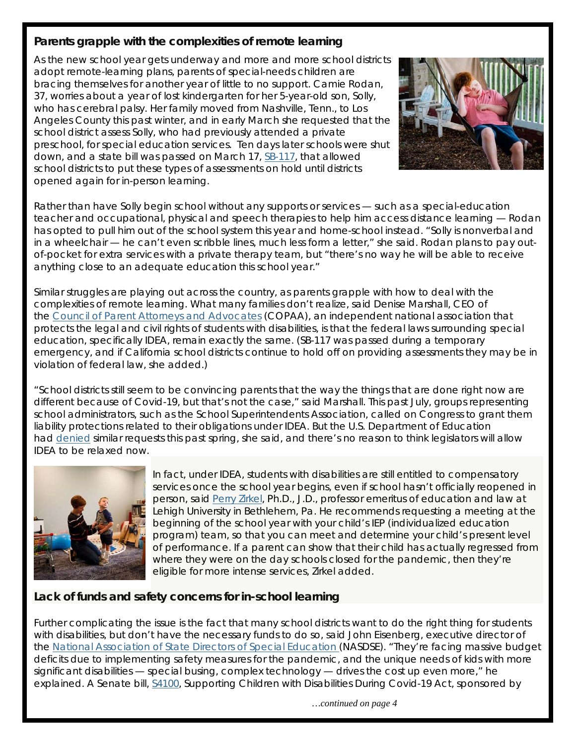## Parents grapple with the complexities of remote learning

As the new school year gets underway and more and more school districts adopt remote-learning plans, parents of special-needs children are bracing themselves for another year of little to no support. Carnie Rodan, 37, worries about a year of lost kindergarten for her 5-year-old son, Solly, who has cerebral palsy. Her family moved from Nashville, Tenn., to Los Angeles County this past winter, and in early March she requested that the school district assess Solly, who had previously attended a private preschool, for special education services. Ten days later schools were shut down, and a state bill was passed on March 17, SB-117, that allowed school districts to put these types of assessments on hold until districts opened again for in-person learning.

Rather than have Solly begin school without any supports or services — such as a special-education teacher and occupational, physical and speech therapies to help him access distance learning — Rodan has opted to pull him out of the school system this year and home-school instead. "Solly is nonverbal and in a wheelchair — he can't even scribble lines, much less form a letter," she said. Rodan plans to pay out-of-pocket for extra services with a private therapy team, but "there's no way he will be able to receive anything close to an adequate education this school year."

Similar struggles are playing out across the country, as parents grapple with how to deal with the complexities of remote learning. What many families don't realize, said Denise Marshall, CEO of the Council of Parent Attorneys and Advocates (COPAA), an independent national association that protects the legal and civil rights of students with disabilities, is that the federal laws surrounding special education, specifically IDEA, remain exactly the same. (SB-117 was passed during a temporary emergency, and if California school districts continue to hold off on providing assessments they may be in violation of federal law, she added.)

"School districts still seem to be convincing parents that the way the things that are done right now are different because of Covid-19, but that's not the case," said Marshall. This past July, groups representing school administrators, such as the School Superintendents Association, called on Congress to grant them liability protections related to their obligations under IDEA. But the U.S. Department of Education had denied similar requests this past spring, she said, and there's no reason to think legislators will allow IDEA to be relaxed now.

In fact, under IDEA, students with disabilities are still entitled to compensatory services once the school year begins, even if school hasn't officially reopened in person, said Perry Zirkel, Ph.D., J.D., professor emeritus of education and law at Lehigh University in Bethlehem, Pa. He recommends requesting a meeting at the beginning of the school year with your child's IEP (individualized education program) team, so that you can meet and determine your child's present level of performance. If a parent can show that their child has actually regressed from where they were on the day schools closed for the pandemic, then they're eligible for more intense services, Zirkel added.

## Lack of funds and safety concerns for in-school learning

Further complicating the issue is the fact that many school districts want to do the right thing for students with disabilities, but don't have the necessary funds to do so, said John Eisenberg, executive director of the National Association of State Directors of Special Education (NASDSE). "They're facing massive budget deficits due to implementing safety measures for the pandemic, and the unique needs of kids with more significant disabilities — special busing, complex technology — drives the cost up even more," he explained. A Senate bill, S4100, Supporting Children with Disabilities During Covid-19 Act, sponsored by

*…continued on page 4*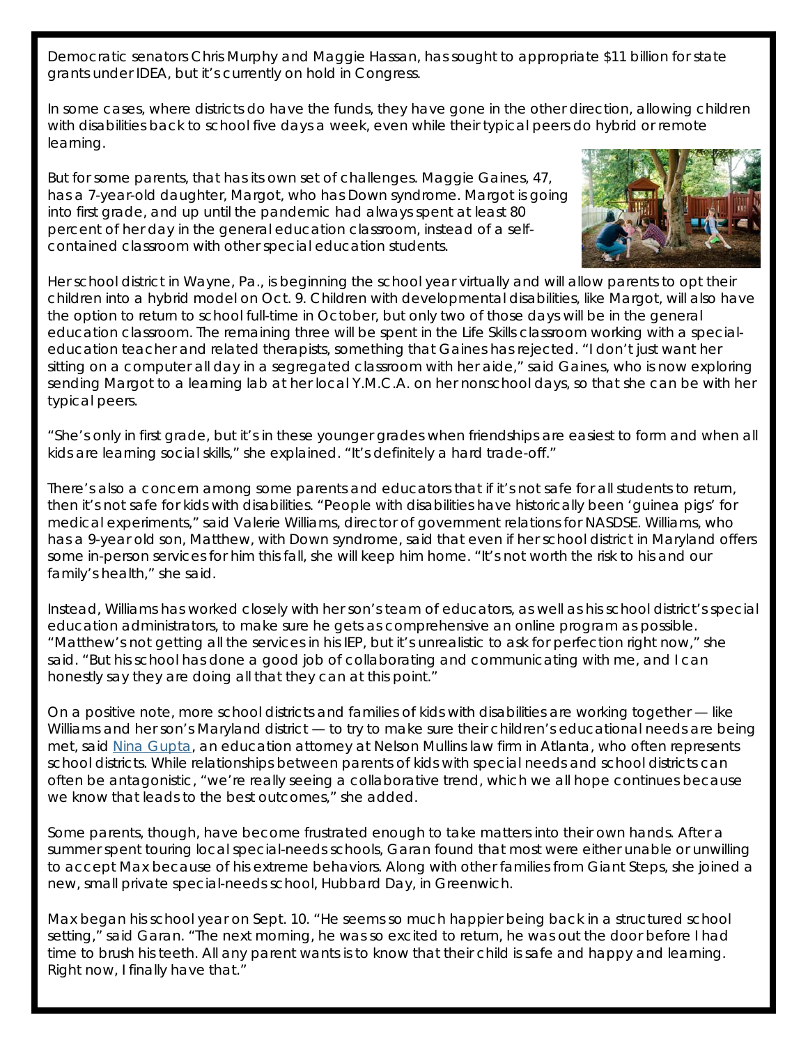Democratic senators Chris Murphy and Maggie Hassan, has sought to appropriate $11 billion for state grants under IDEA, but it's currently on hold in Congress.

In some cases, where districts do have the funds, they have gone in the other direction, allowing children with disabilities back to school five days a week, even while their typical peers do hybrid or remote learning.

But for some parents, that has its own set of challenges. Maggie Gaines, 47, has a 7-year-old daughter, Margot, who has Down syndrome. Margot is going into first grade, and up until the pandemic had always spent at least 80 percent of her day in the general education classroom, instead of a self-contained classroom with other special education students.

Her school district in Wayne, Pa., is beginning the school year virtually and will allow parents to opt their children into a hybrid model on Oct. 9. Children with developmental disabilities, like Margot, will also have the option to return to school full-time in October, but only two of those days will be in the general education classroom. The remaining three will be spent in the Life Skills classroom working with a special-education teacher and related therapists, something that Gaines has rejected. "I don't just want her sitting on a computer all day in a segregated classroom with her aide," said Gaines, who is now exploring sending Margot to a learning lab at her local Y.M.C.A. on her nonschool days, so that she can be with her typical peers.

"She's only in first grade, but it's in these younger grades when friendships are easiest to form and when all kids are learning social skills," she explained. "It's definitely a hard trade-off."

There's also a concern among some parents and educators that if it's not safe for all students to return, then it's not safe for kids with disabilities. "People with disabilities have historically been 'guinea pigs' for medical experiments," said Valerie Williams, director of government relations for NASDSE. Williams, who has a 9-year old son, Matthew, with Down syndrome, said that even if her school district in Maryland offers some in-person services for him this fall, she will keep him home. "It's not worth the risk to his and our family's health," she said.

Instead, Williams has worked closely with her son's team of educators, as well as his school district's special education administrators, to make sure he gets as comprehensive an online program as possible. "Matthew's not getting all the services in his IEP, but it's unrealistic to ask for perfection right now," she said. "But his school has done a good job of collaborating and communicating with me, and I can honestly say they are doing all that they can at this point."

On a positive note, more school districts and families of kids with disabilities are working together — like Williams and her son's Maryland district — to try to make sure their children's educational needs are being met, said Nina Gupta, an education attorney at Nelson Mullins law firm in Atlanta, who often represents school districts. While relationships between parents of kids with special needs and school districts can often be antagonistic, "we're really seeing a collaborative trend, which we all hope continues because we know that leads to the best outcomes," she added.

Some parents, though, have become frustrated enough to take matters into their own hands. After a summer spent touring local special-needs schools, Garan found that most were either unable or unwilling to accept Max because of his extreme behaviors. Along with other families from Giant Steps, she joined a new, small private special-needs school, Hubbard Day, in Greenwich.

Max began his school year on Sept. 10. "He seems so much happier being back in a structured school setting," said Garan. "The next morning, he was so excited to return, he was out the door before I had time to brush his teeth. All any parent wants is to know that their child is safe and happy and learning. Right now, I finally have that."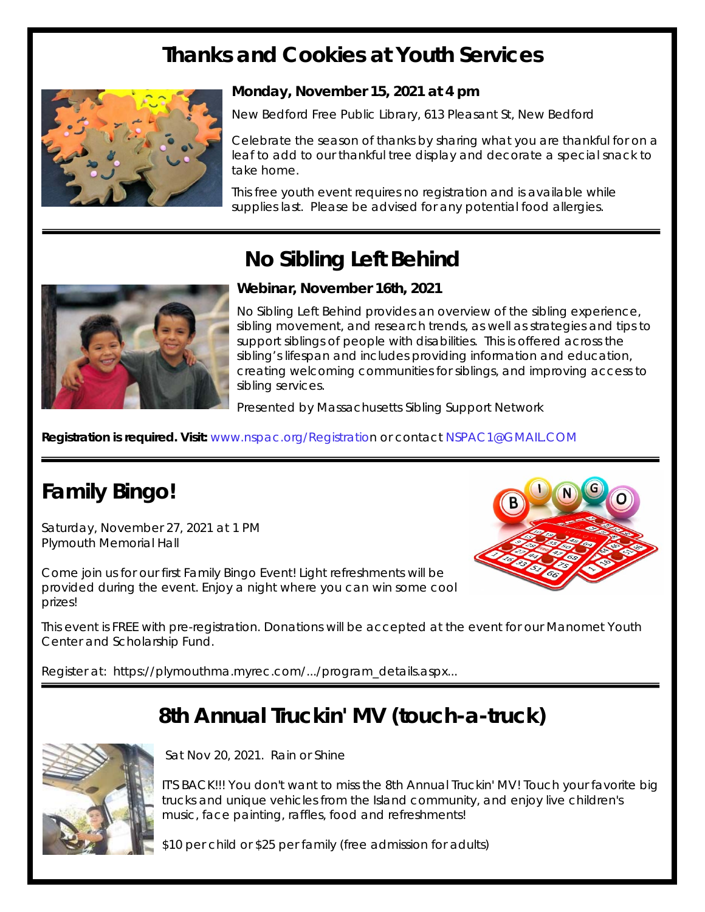## Thanks and Cookies at Youth Services

**Monday, November 15, 2021 at 4 pm**

New Bedford Free Public Library, 613 Pleasant St, New Bedford

Celebrate the season of thanks by sharing what you are thankful for on a leaf to add to our thankful tree display and decorate a special snack to take home.

This free youth event requires no registration and is available while supplies last. Please be advised for any potential food allergies.

## No Sibling Left Behind

**Webinar, November 16th, 2021**

No Sibling Left Behind provides an overview of the sibling experience, sibling movement, and research trends, as well as strategies and tips to support siblings of people with disabilities. This is offered across the sibling's lifespan and includes providing information and education, creating welcoming communities for siblings, and improving access to sibling services.

Presented by Massachusetts Sibling Support Network

**Registration is required. Visit:** www.nspac.org/Registration or contact NSPAC1@GMAIL.COM

## Family Bingo!

Saturday, November 27, 2021 at 1 PM
Plymouth Memorial Hall

Come join us for our first Family Bingo Event! Light refreshments will be provided during the event. Enjoy a night where you can win some cool prizes!

This event is FREE with pre-registration. Donations will be accepted at the event for our Manomet Youth Center and Scholarship Fund.

Register at: https://plymouthma.myrec.com/.../program_details.aspx...

## 8th Annual Truckin' MV (touch-a-truck)

Sat Nov 20, 2021. Rain or Shine

IT'S BACK!!! You don't want to miss the 8th Annual Truckin' MV! Touch your favorite big trucks and unique vehicles from the Island community, and enjoy live children's music, face painting, raffles, food and refreshments!

$10 per child or $25 per family (free admission for adults)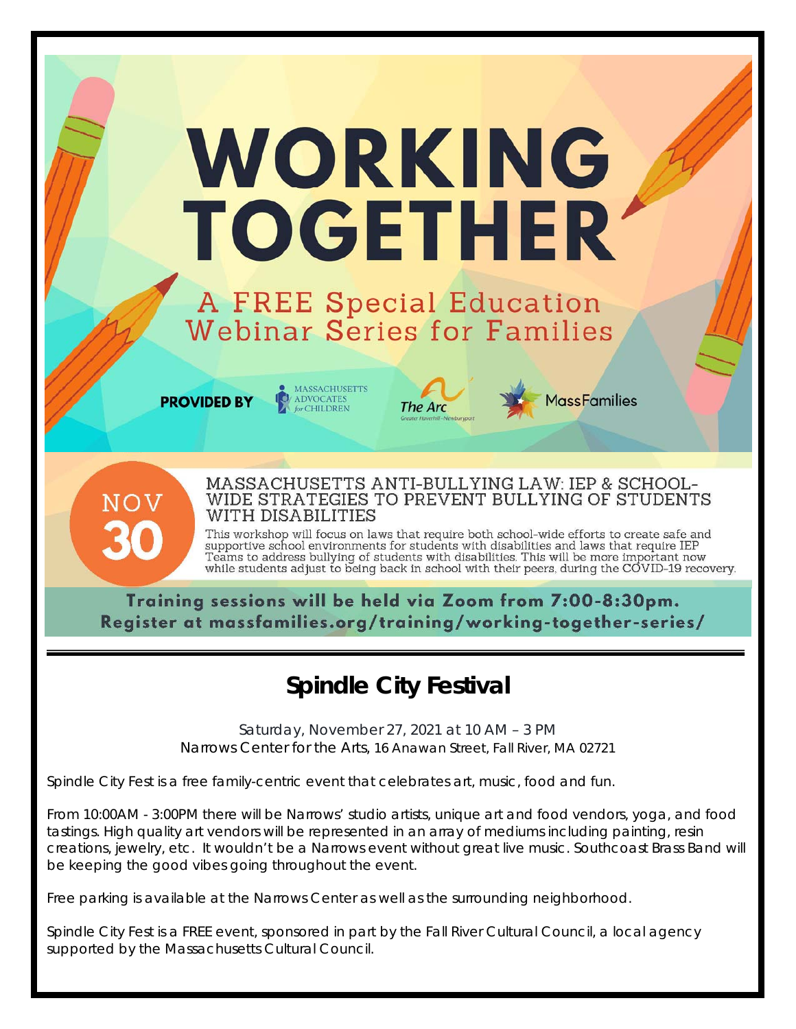# WORKING TOGETHER

## A FREE Special Education Webinar Series for Families

**PROVIDED BY** Massachusetts Advocates for Children, The Arc Greater Haverhill-Newburyport, MassFamilies

**NOV 30**

### MASSACHUSETTS ANTI-BULLYING LAW: IEP & SCHOOL-WIDE STRATEGIES TO PREVENT BULLYING OF STUDENTS WITH DISABILITIES

This workshop will focus on laws that require both school-wide efforts to create safe and supportive school environments for students with disabilities and laws that require IEP Teams to address bullying of students with disabilities. This will be more important now while students adjust to being back in school with their peers, during the COVID-19 recovery.

**Training sessions will be held via Zoom from 7:00-8:30pm.**
**Register at massfamilies.org/training/working-together-series/**

---

# Spindle City Festival

Saturday, November 27, 2021 at 10 AM – 3 PM
Narrows Center for the Arts, 16 Anawan Street, Fall River, MA 02721

Spindle City Fest is a free family-centric event that celebrates art, music, food and fun.

From 10:00AM - 3:00PM there will be Narrows' studio artists, unique art and food vendors, yoga, and food tastings. High quality art vendors will be represented in an array of mediums including painting, resin creations, jewelry, etc. It wouldn't be a Narrows event without great live music. Southcoast Brass Band will be keeping the good vibes going throughout the event.

Free parking is available at the Narrows Center as well as the surrounding neighborhood.

Spindle City Fest is a FREE event, sponsored in part by the Fall River Cultural Council, a local agency supported by the Massachusetts Cultural Council.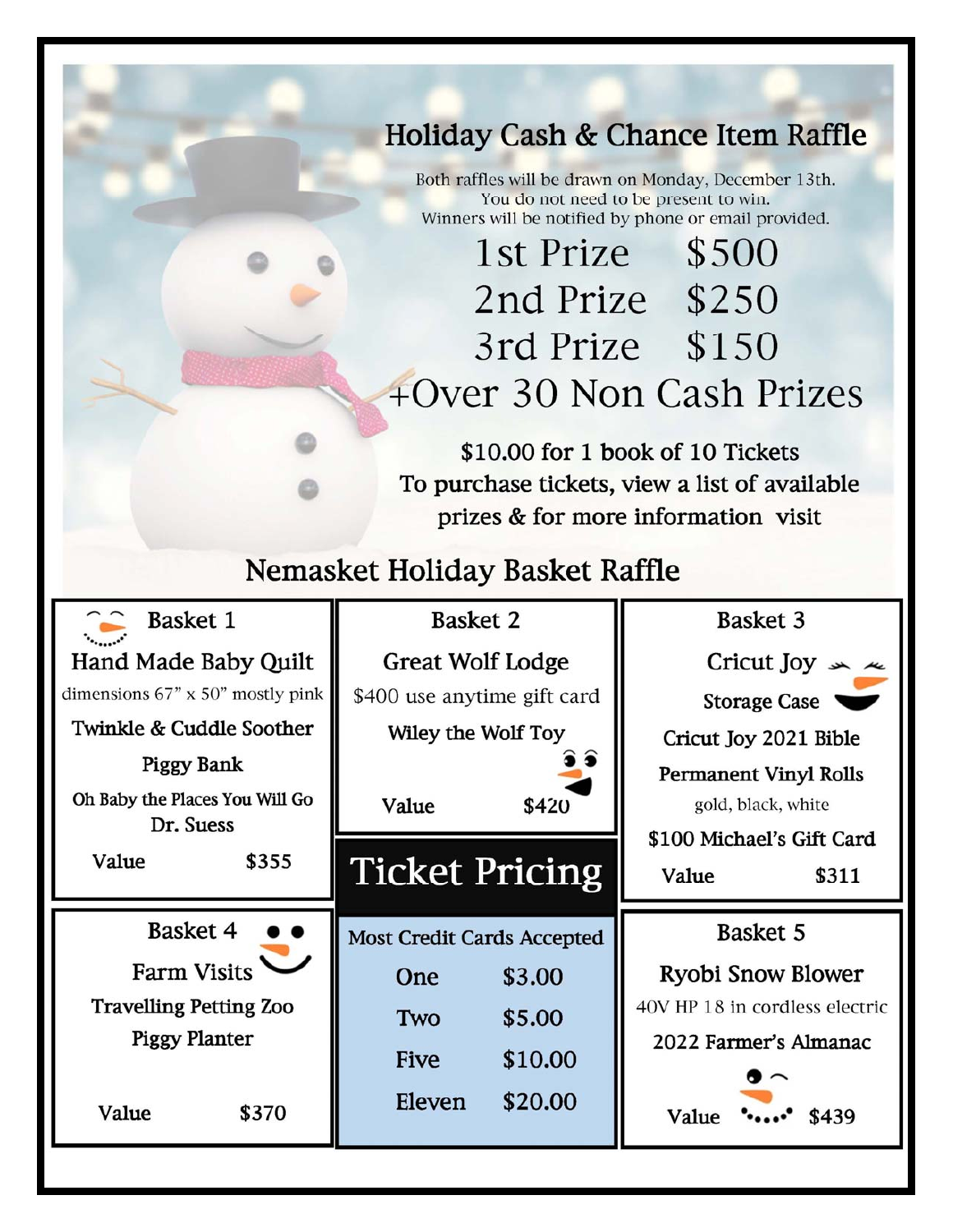# Holiday Cash & Chance Item Raffle

Both raffles will be drawn on Monday, December 13th.
You do not need to be present to win.
Winners will be notified by phone or email provided.

| | |
|---|---|
| 1st Prize | $500 |
| 2nd Prize | $250 |
| 3rd Prize | $150 |

+Over 30 Non Cash Prizes

**$10.00 for 1 book of 10 Tickets**
**To purchase tickets, view a list of available prizes & for more information visit**

## Nemasket Holiday Basket Raffle

### Basket 1

Hand Made Baby Quilt
dimensions 67" x 50" mostly pink
Twinkle & Cuddle Soother
Piggy Bank
Oh Baby the Places You Will Go Dr. Suess

**Value $355**

### Basket 2

Great Wolf Lodge
$400 use anytime gift card
**Wiley the Wolf Toy**

**Value $420**

### Basket 3

Cricut Joy
**Storage Case**
**Cricut Joy 2021 Bible**
**Permanent Vinyl Rolls**
gold, black, white
**$100 Michael's Gift Card**

**Value $311**

### Basket 4

Farm Visits
**Travelling Petting Zoo**
**Piggy Planter**

**Value $370**

### Basket 5

Ryobi Snow Blower
40V HP 18 in cordless electric
**2022 Farmer's Almanac**

**Value $439**

## Ticket Pricing

**Most Credit Cards Accepted**

| | |
|---|---|
| One | $3.00 |
| Two | $5.00 |
| Five | $10.00 |
| Eleven | $20.00 |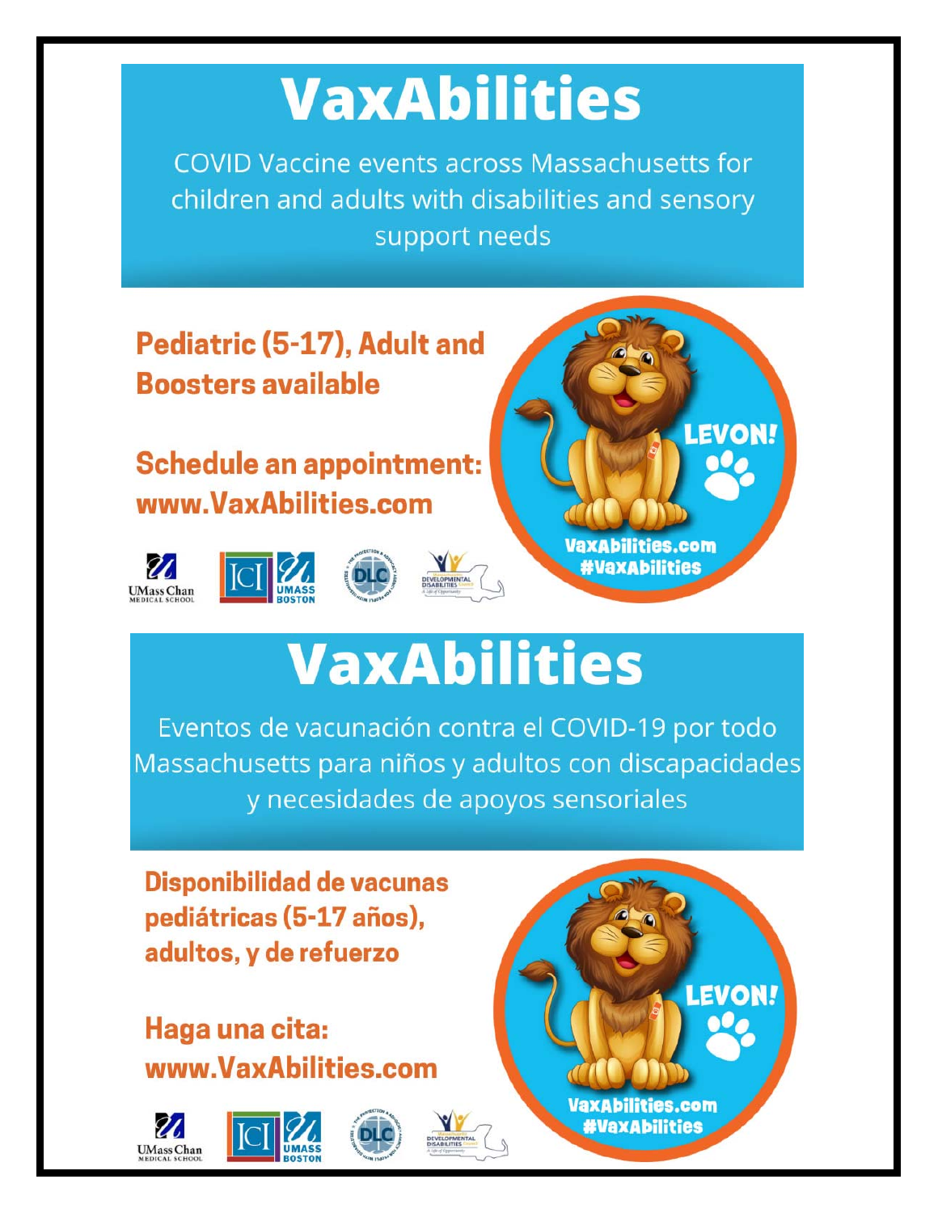# VaxAbilities

COVID Vaccine events across Massachusetts for children and adults with disabilities and sensory support needs

**Pediatric (5-17), Adult and Boosters available**

**Schedule an appointment: www.VaxAbilities.com**

LEVON!

VaxAbilities.com
#VaxAbilities

# VaxAbilities

Eventos de vacunación contra el COVID-19 por todo Massachusetts para niños y adultos con discapacidades y necesidades de apoyos sensoriales

**Disponibilidad de vacunas pediátricas (5-17 años), adultos, y de refuerzo**

**Haga una cita: www.VaxAbilities.com**

LEVON!

VaxAbilities.com
#VaxAbilities